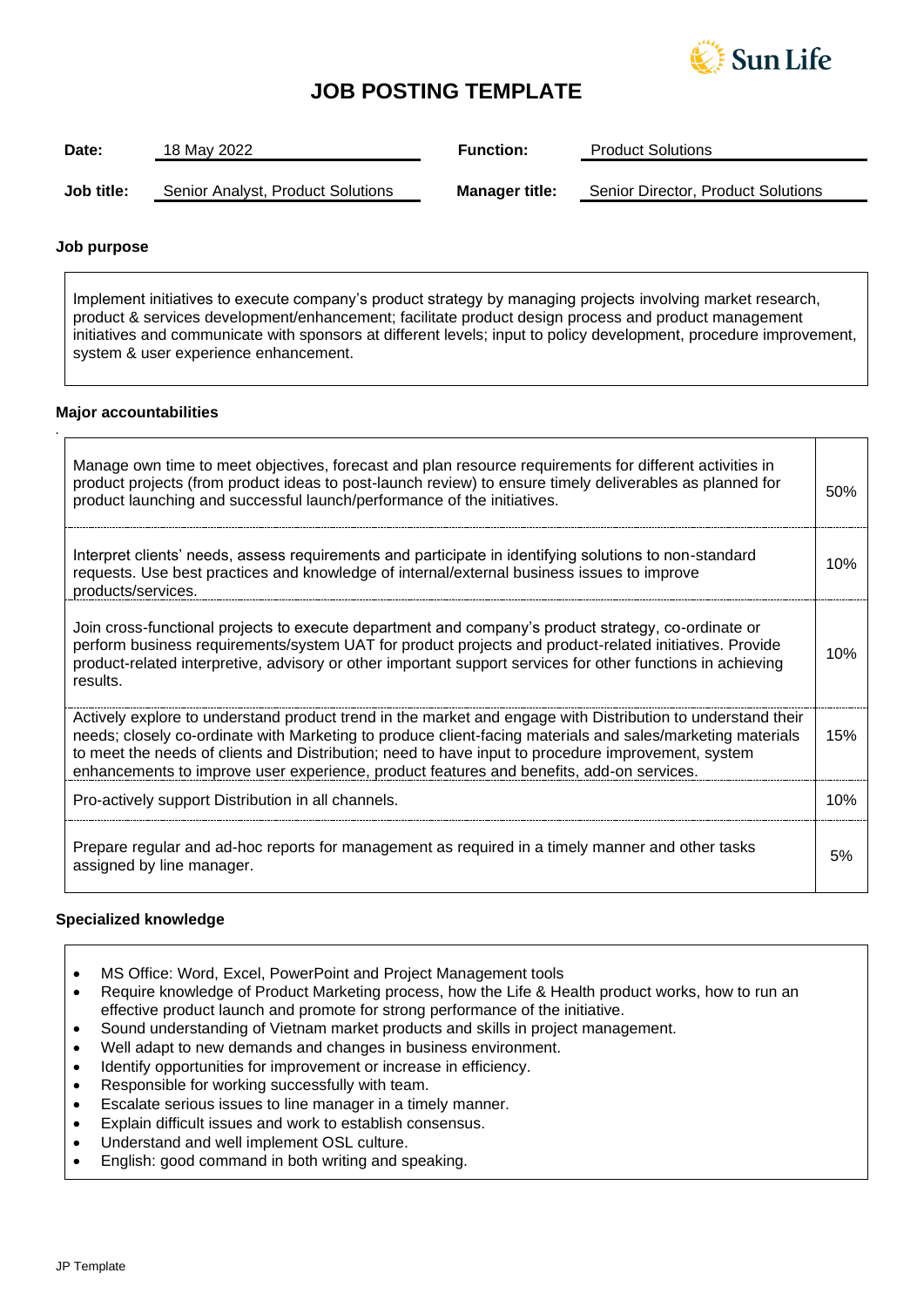Sun Life

# JOB POSTING TEMPLATE

| | | | |
|---|---|---|---|
| **Date:** | 18 May 2022 | **Function:** | Product Solutions |
| **Job title:** | Senior Analyst, Product Solutions | **Manager title:** | Senior Director, Product Solutions |

## Job purpose

Implement initiatives to execute company's product strategy by managing projects involving market research, product & services development/enhancement; facilitate product design process and product management initiatives and communicate with sponsors at different levels; input to policy development, procedure improvement, system & user experience enhancement.

## Major accountabilities

| Accountability | % |
|---|---|
| Manage own time to meet objectives, forecast and plan resource requirements for different activities in product projects (from product ideas to post-launch review) to ensure timely deliverables as planned for product launching and successful launch/performance of the initiatives. | 50% |
| Interpret clients' needs, assess requirements and participate in identifying solutions to non-standard requests. Use best practices and knowledge of internal/external business issues to improve products/services. | 10% |
| Join cross-functional projects to execute department and company's product strategy, co-ordinate or perform business requirements/system UAT for product projects and product-related initiatives. Provide product-related interpretive, advisory or other important support services for other functions in achieving results. | 10% |
| Actively explore to understand product trend in the market and engage with Distribution to understand their needs; closely co-ordinate with Marketing to produce client-facing materials and sales/marketing materials to meet the needs of clients and Distribution; need to have input to procedure improvement, system enhancements to improve user experience, product features and benefits, add-on services. | 15% |
| Pro-actively support Distribution in all channels. | 10% |
| Prepare regular and ad-hoc reports for management as required in a timely manner and other tasks assigned by line manager. | 5% |

## Specialized knowledge

- MS Office: Word, Excel, PowerPoint and Project Management tools
- Require knowledge of Product Marketing process, how the Life & Health product works, how to run an effective product launch and promote for strong performance of the initiative.
- Sound understanding of Vietnam market products and skills in project management.
- Well adapt to new demands and changes in business environment.
- Identify opportunities for improvement or increase in efficiency.
- Responsible for working successfully with team.
- Escalate serious issues to line manager in a timely manner.
- Explain difficult issues and work to establish consensus.
- Understand and well implement OSL culture.
- English: good command in both writing and speaking.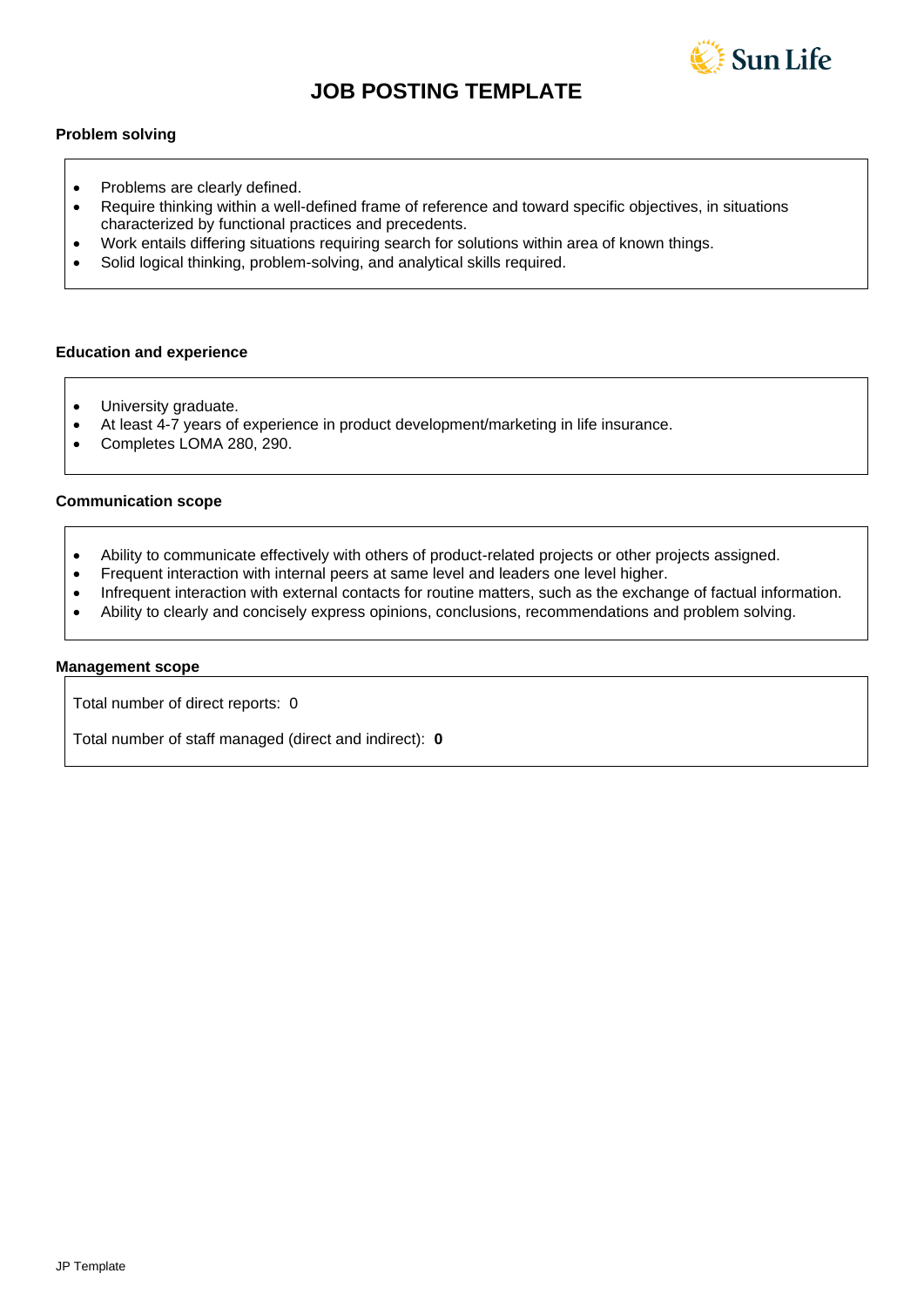# JOB POSTING TEMPLATE

### Problem solving

- Problems are clearly defined.
- Require thinking within a well-defined frame of reference and toward specific objectives, in situations characterized by functional practices and precedents.
- Work entails differing situations requiring search for solutions within area of known things.
- Solid logical thinking, problem-solving, and analytical skills required.

### Education and experience

- University graduate.
- At least 4-7 years of experience in product development/marketing in life insurance.
- Completes LOMA 280, 290.

### Communication scope

- Ability to communicate effectively with others of product-related projects or other projects assigned.
- Frequent interaction with internal peers at same level and leaders one level higher.
- Infrequent interaction with external contacts for routine matters, such as the exchange of factual information.
- Ability to clearly and concisely express opinions, conclusions, recommendations and problem solving.

### Management scope

Total number of direct reports: 0

Total number of staff managed (direct and indirect): **0**